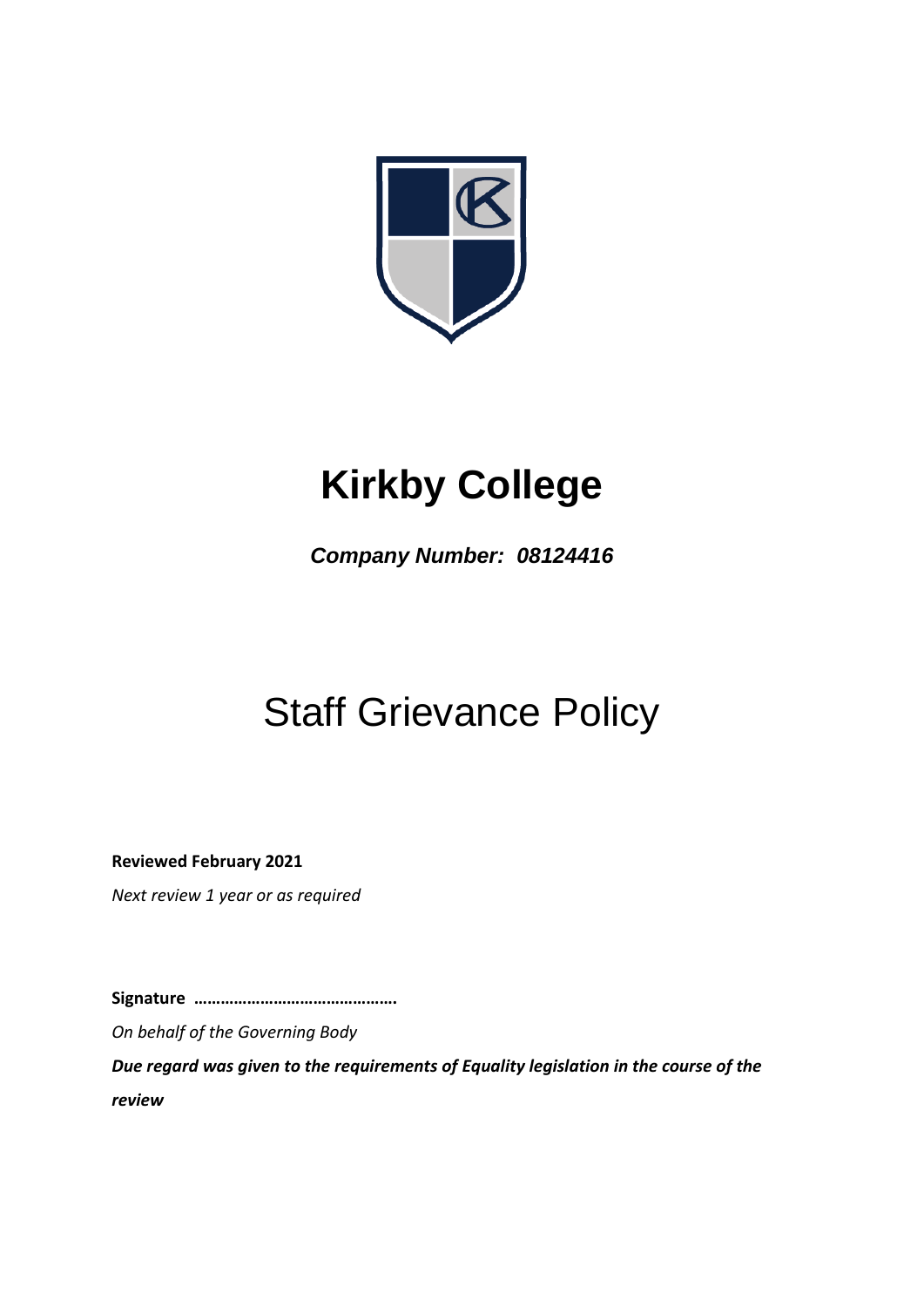# Kirkby College

***Company Number: 08124416***

# Staff Grievance Policy

**Reviewed February 2021**

*Next review 1 year or as required*

**Signature ……………………………………….**

*On behalf of the Governing Body*

***Due regard was given to the requirements of Equality legislation in the course of the review***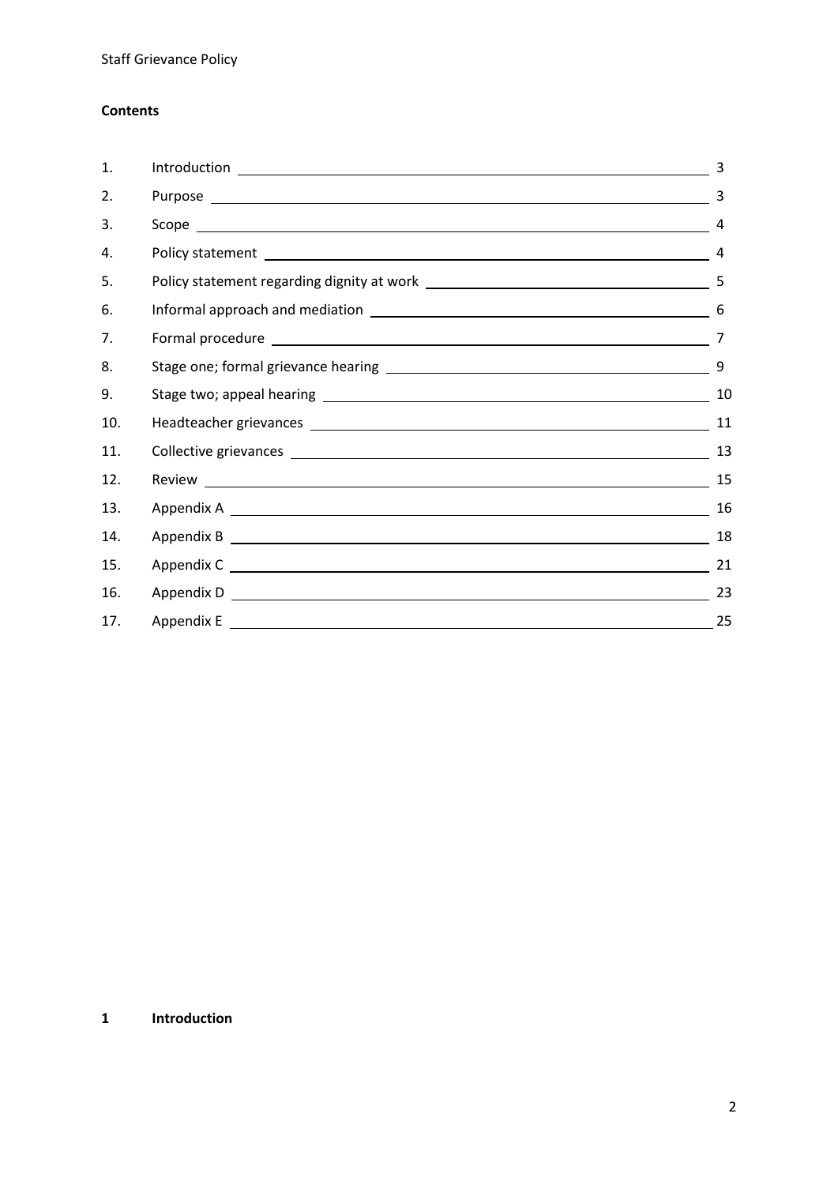**Contents**

| | | |
|---|---|---|
| 1. | Introduction | 3 |
| 2. | Purpose | 3 |
| 3. | Scope | 4 |
| 4. | Policy statement | 4 |
| 5. | Policy statement regarding dignity at work | 5 |
| 6. | Informal approach and mediation | 6 |
| 7. | Formal procedure | 7 |
| 8. | Stage one; formal grievance hearing | 9 |
| 9. | Stage two; appeal hearing | 10 |
| 10. | Headteacher grievances | 11 |
| 11. | Collective grievances | 13 |
| 12. | Review | 15 |
| 13. | Appendix A | 16 |
| 14. | Appendix B | 18 |
| 15. | Appendix C | 21 |
| 16. | Appendix D | 23 |
| 17. | Appendix E | 25 |

## 1 Introduction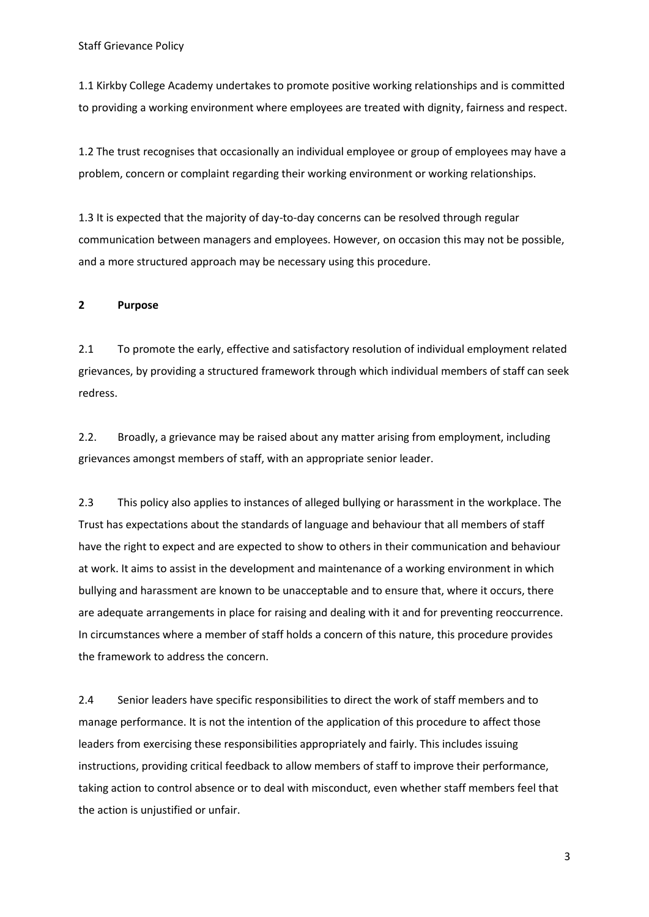1.1 Kirkby College Academy undertakes to promote positive working relationships and is committed to providing a working environment where employees are treated with dignity, fairness and respect.

1.2 The trust recognises that occasionally an individual employee or group of employees may have a problem, concern or complaint regarding their working environment or working relationships.

1.3 It is expected that the majority of day-to-day concerns can be resolved through regular communication between managers and employees. However, on occasion this may not be possible, and a more structured approach may be necessary using this procedure.

## 2 Purpose

2.1 To promote the early, effective and satisfactory resolution of individual employment related grievances, by providing a structured framework through which individual members of staff can seek redress.

2.2. Broadly, a grievance may be raised about any matter arising from employment, including grievances amongst members of staff, with an appropriate senior leader.

2.3 This policy also applies to instances of alleged bullying or harassment in the workplace. The Trust has expectations about the standards of language and behaviour that all members of staff have the right to expect and are expected to show to others in their communication and behaviour at work. It aims to assist in the development and maintenance of a working environment in which bullying and harassment are known to be unacceptable and to ensure that, where it occurs, there are adequate arrangements in place for raising and dealing with it and for preventing reoccurrence. In circumstances where a member of staff holds a concern of this nature, this procedure provides the framework to address the concern.

2.4 Senior leaders have specific responsibilities to direct the work of staff members and to manage performance. It is not the intention of the application of this procedure to affect those leaders from exercising these responsibilities appropriately and fairly. This includes issuing instructions, providing critical feedback to allow members of staff to improve their performance, taking action to control absence or to deal with misconduct, even whether staff members feel that the action is unjustified or unfair.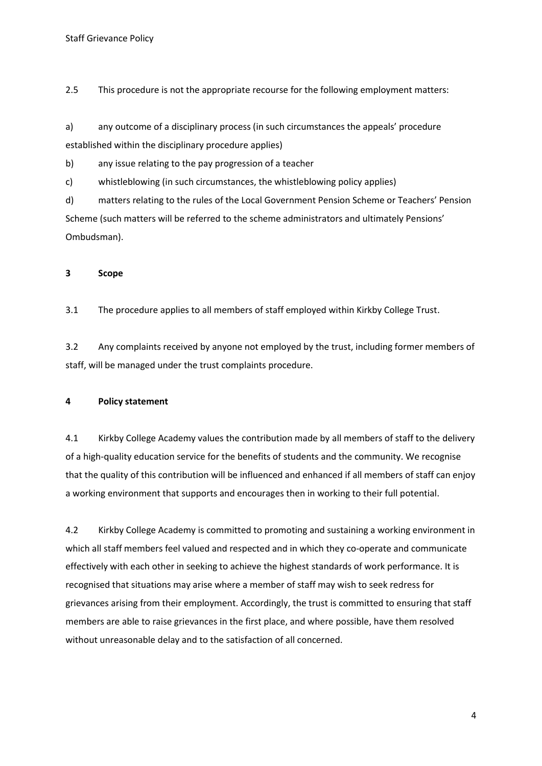2.5 This procedure is not the appropriate recourse for the following employment matters:

a) any outcome of a disciplinary process (in such circumstances the appeals' procedure established within the disciplinary procedure applies)

b) any issue relating to the pay progression of a teacher

c) whistleblowing (in such circumstances, the whistleblowing policy applies)

d) matters relating to the rules of the Local Government Pension Scheme or Teachers' Pension Scheme (such matters will be referred to the scheme administrators and ultimately Pensions' Ombudsman).

## 3 Scope

3.1 The procedure applies to all members of staff employed within Kirkby College Trust.

3.2 Any complaints received by anyone not employed by the trust, including former members of staff, will be managed under the trust complaints procedure.

## 4 Policy statement

4.1 Kirkby College Academy values the contribution made by all members of staff to the delivery of a high-quality education service for the benefits of students and the community. We recognise that the quality of this contribution will be influenced and enhanced if all members of staff can enjoy a working environment that supports and encourages then in working to their full potential.

4.2 Kirkby College Academy is committed to promoting and sustaining a working environment in which all staff members feel valued and respected and in which they co-operate and communicate effectively with each other in seeking to achieve the highest standards of work performance. It is recognised that situations may arise where a member of staff may wish to seek redress for grievances arising from their employment. Accordingly, the trust is committed to ensuring that staff members are able to raise grievances in the first place, and where possible, have them resolved without unreasonable delay and to the satisfaction of all concerned.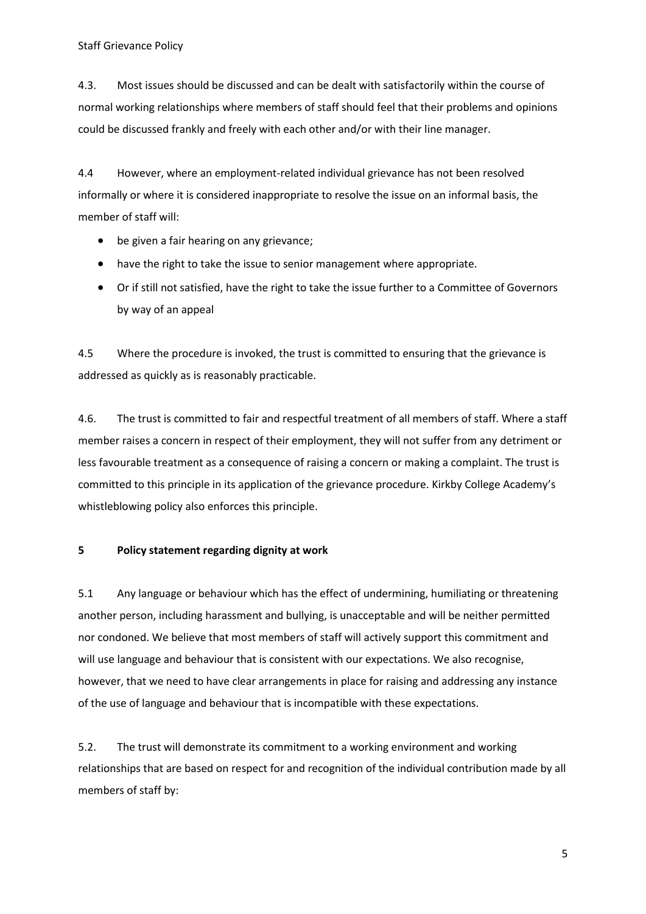4.3. Most issues should be discussed and can be dealt with satisfactorily within the course of normal working relationships where members of staff should feel that their problems and opinions could be discussed frankly and freely with each other and/or with their line manager.

4.4 However, where an employment-related individual grievance has not been resolved informally or where it is considered inappropriate to resolve the issue on an informal basis, the member of staff will:

- be given a fair hearing on any grievance;
- have the right to take the issue to senior management where appropriate.
- Or if still not satisfied, have the right to take the issue further to a Committee of Governors by way of an appeal

4.5 Where the procedure is invoked, the trust is committed to ensuring that the grievance is addressed as quickly as is reasonably practicable.

4.6. The trust is committed to fair and respectful treatment of all members of staff. Where a staff member raises a concern in respect of their employment, they will not suffer from any detriment or less favourable treatment as a consequence of raising a concern or making a complaint. The trust is committed to this principle in its application of the grievance procedure. Kirkby College Academy's whistleblowing policy also enforces this principle.

## 5 Policy statement regarding dignity at work

5.1 Any language or behaviour which has the effect of undermining, humiliating or threatening another person, including harassment and bullying, is unacceptable and will be neither permitted nor condoned. We believe that most members of staff will actively support this commitment and will use language and behaviour that is consistent with our expectations. We also recognise, however, that we need to have clear arrangements in place for raising and addressing any instance of the use of language and behaviour that is incompatible with these expectations.

5.2. The trust will demonstrate its commitment to a working environment and working relationships that are based on respect for and recognition of the individual contribution made by all members of staff by: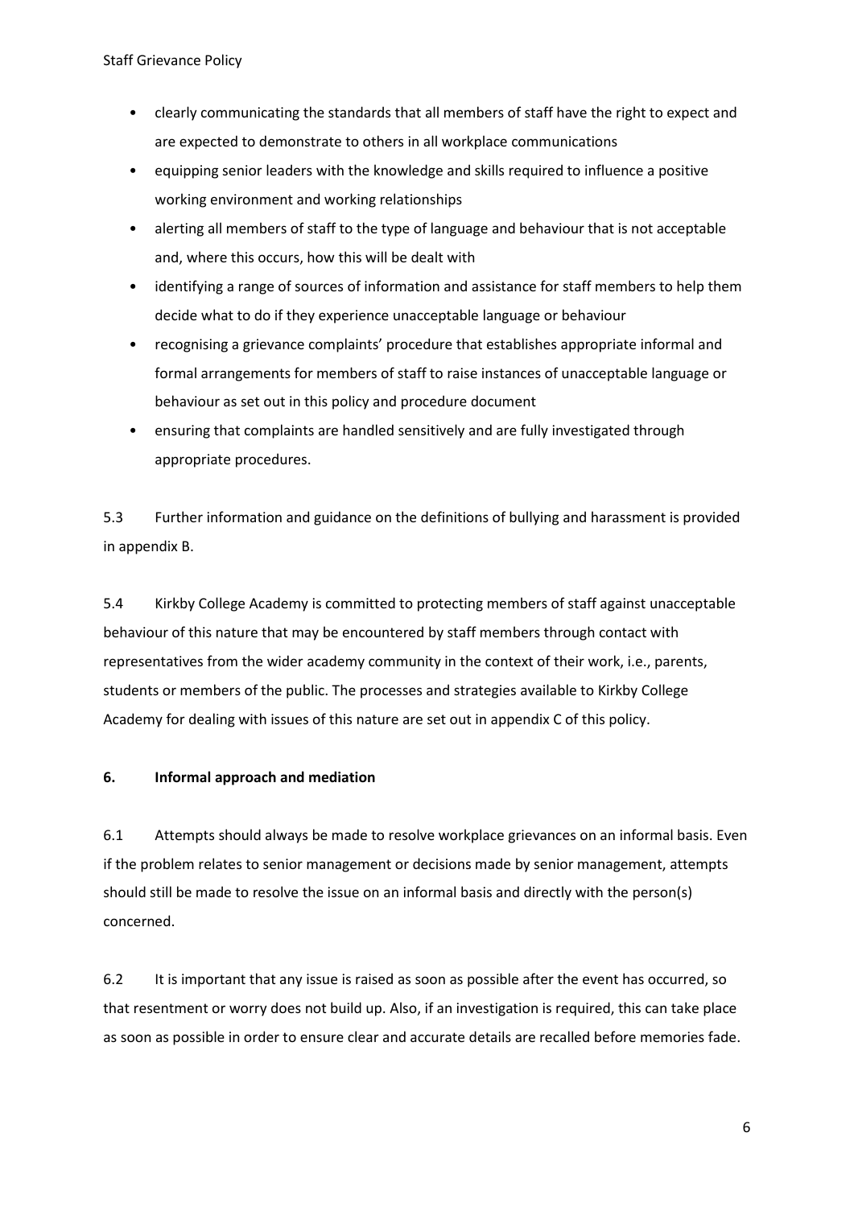- clearly communicating the standards that all members of staff have the right to expect and are expected to demonstrate to others in all workplace communications
- equipping senior leaders with the knowledge and skills required to influence a positive working environment and working relationships
- alerting all members of staff to the type of language and behaviour that is not acceptable and, where this occurs, how this will be dealt with
- identifying a range of sources of information and assistance for staff members to help them decide what to do if they experience unacceptable language or behaviour
- recognising a grievance complaints' procedure that establishes appropriate informal and formal arrangements for members of staff to raise instances of unacceptable language or behaviour as set out in this policy and procedure document
- ensuring that complaints are handled sensitively and are fully investigated through appropriate procedures.

5.3 Further information and guidance on the definitions of bullying and harassment is provided in appendix B.

5.4 Kirkby College Academy is committed to protecting members of staff against unacceptable behaviour of this nature that may be encountered by staff members through contact with representatives from the wider academy community in the context of their work, i.e., parents, students or members of the public. The processes and strategies available to Kirkby College Academy for dealing with issues of this nature are set out in appendix C of this policy.

## 6. Informal approach and mediation

6.1 Attempts should always be made to resolve workplace grievances on an informal basis. Even if the problem relates to senior management or decisions made by senior management, attempts should still be made to resolve the issue on an informal basis and directly with the person(s) concerned.

6.2 It is important that any issue is raised as soon as possible after the event has occurred, so that resentment or worry does not build up. Also, if an investigation is required, this can take place as soon as possible in order to ensure clear and accurate details are recalled before memories fade.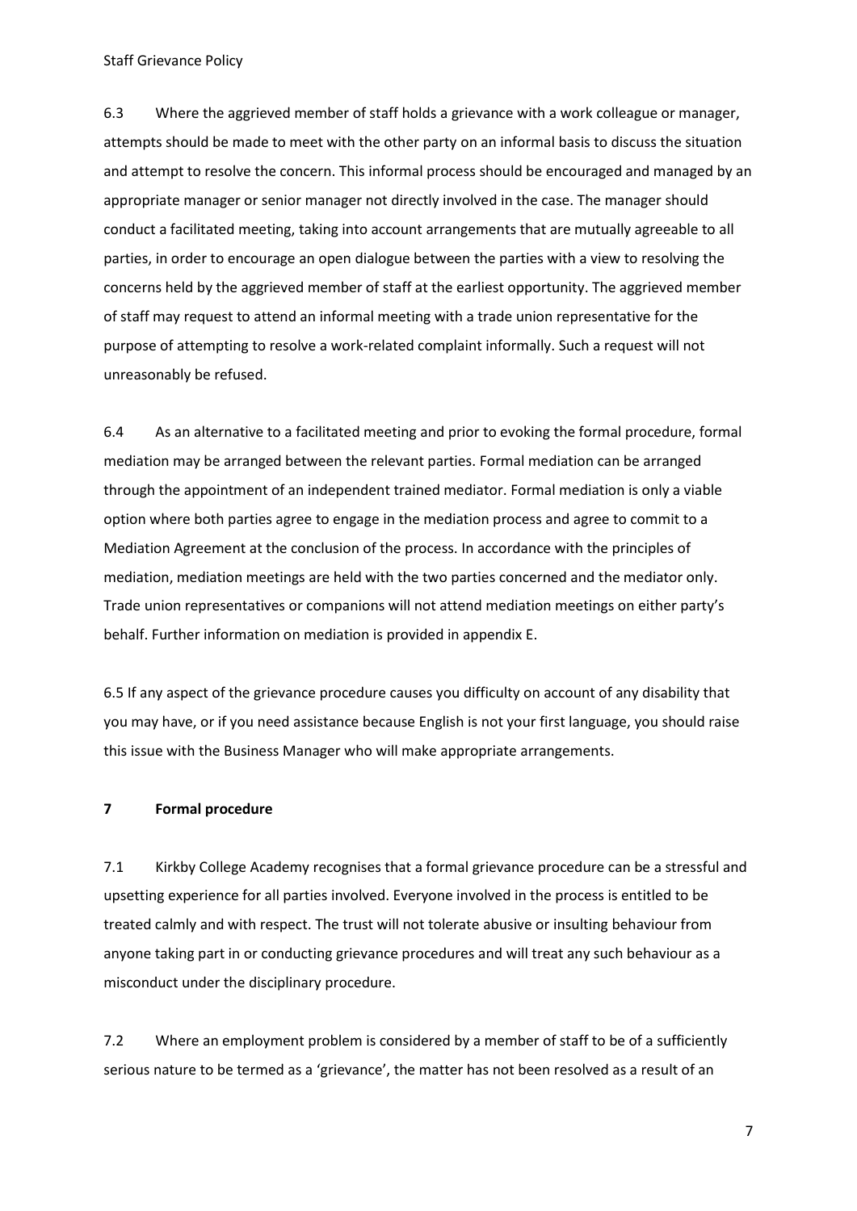6.3 Where the aggrieved member of staff holds a grievance with a work colleague or manager, attempts should be made to meet with the other party on an informal basis to discuss the situation and attempt to resolve the concern. This informal process should be encouraged and managed by an appropriate manager or senior manager not directly involved in the case. The manager should conduct a facilitated meeting, taking into account arrangements that are mutually agreeable to all parties, in order to encourage an open dialogue between the parties with a view to resolving the concerns held by the aggrieved member of staff at the earliest opportunity. The aggrieved member of staff may request to attend an informal meeting with a trade union representative for the purpose of attempting to resolve a work-related complaint informally. Such a request will not unreasonably be refused.

6.4 As an alternative to a facilitated meeting and prior to evoking the formal procedure, formal mediation may be arranged between the relevant parties. Formal mediation can be arranged through the appointment of an independent trained mediator. Formal mediation is only a viable option where both parties agree to engage in the mediation process and agree to commit to a Mediation Agreement at the conclusion of the process. In accordance with the principles of mediation, mediation meetings are held with the two parties concerned and the mediator only. Trade union representatives or companions will not attend mediation meetings on either party's behalf. Further information on mediation is provided in appendix E.

6.5 If any aspect of the grievance procedure causes you difficulty on account of any disability that you may have, or if you need assistance because English is not your first language, you should raise this issue with the Business Manager who will make appropriate arrangements.

## 7 Formal procedure

7.1 Kirkby College Academy recognises that a formal grievance procedure can be a stressful and upsetting experience for all parties involved. Everyone involved in the process is entitled to be treated calmly and with respect. The trust will not tolerate abusive or insulting behaviour from anyone taking part in or conducting grievance procedures and will treat any such behaviour as a misconduct under the disciplinary procedure.

7.2 Where an employment problem is considered by a member of staff to be of a sufficiently serious nature to be termed as a 'grievance', the matter has not been resolved as a result of an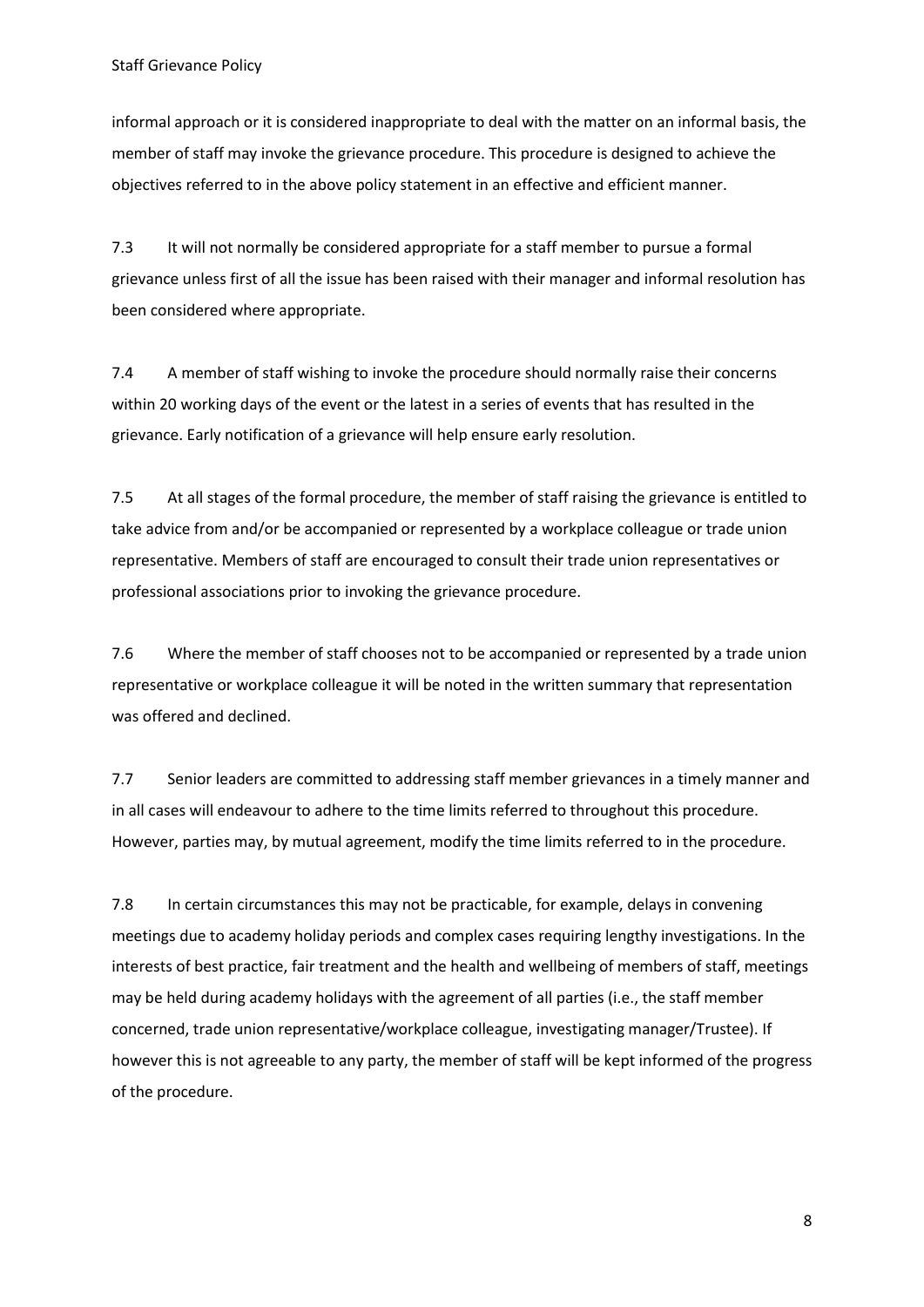informal approach or it is considered inappropriate to deal with the matter on an informal basis, the member of staff may invoke the grievance procedure. This procedure is designed to achieve the objectives referred to in the above policy statement in an effective and efficient manner.

7.3 It will not normally be considered appropriate for a staff member to pursue a formal grievance unless first of all the issue has been raised with their manager and informal resolution has been considered where appropriate.

7.4 A member of staff wishing to invoke the procedure should normally raise their concerns within 20 working days of the event or the latest in a series of events that has resulted in the grievance. Early notification of a grievance will help ensure early resolution.

7.5 At all stages of the formal procedure, the member of staff raising the grievance is entitled to take advice from and/or be accompanied or represented by a workplace colleague or trade union representative. Members of staff are encouraged to consult their trade union representatives or professional associations prior to invoking the grievance procedure.

7.6 Where the member of staff chooses not to be accompanied or represented by a trade union representative or workplace colleague it will be noted in the written summary that representation was offered and declined.

7.7 Senior leaders are committed to addressing staff member grievances in a timely manner and in all cases will endeavour to adhere to the time limits referred to throughout this procedure. However, parties may, by mutual agreement, modify the time limits referred to in the procedure.

7.8 In certain circumstances this may not be practicable, for example, delays in convening meetings due to academy holiday periods and complex cases requiring lengthy investigations. In the interests of best practice, fair treatment and the health and wellbeing of members of staff, meetings may be held during academy holidays with the agreement of all parties (i.e., the staff member concerned, trade union representative/workplace colleague, investigating manager/Trustee). If however this is not agreeable to any party, the member of staff will be kept informed of the progress of the procedure.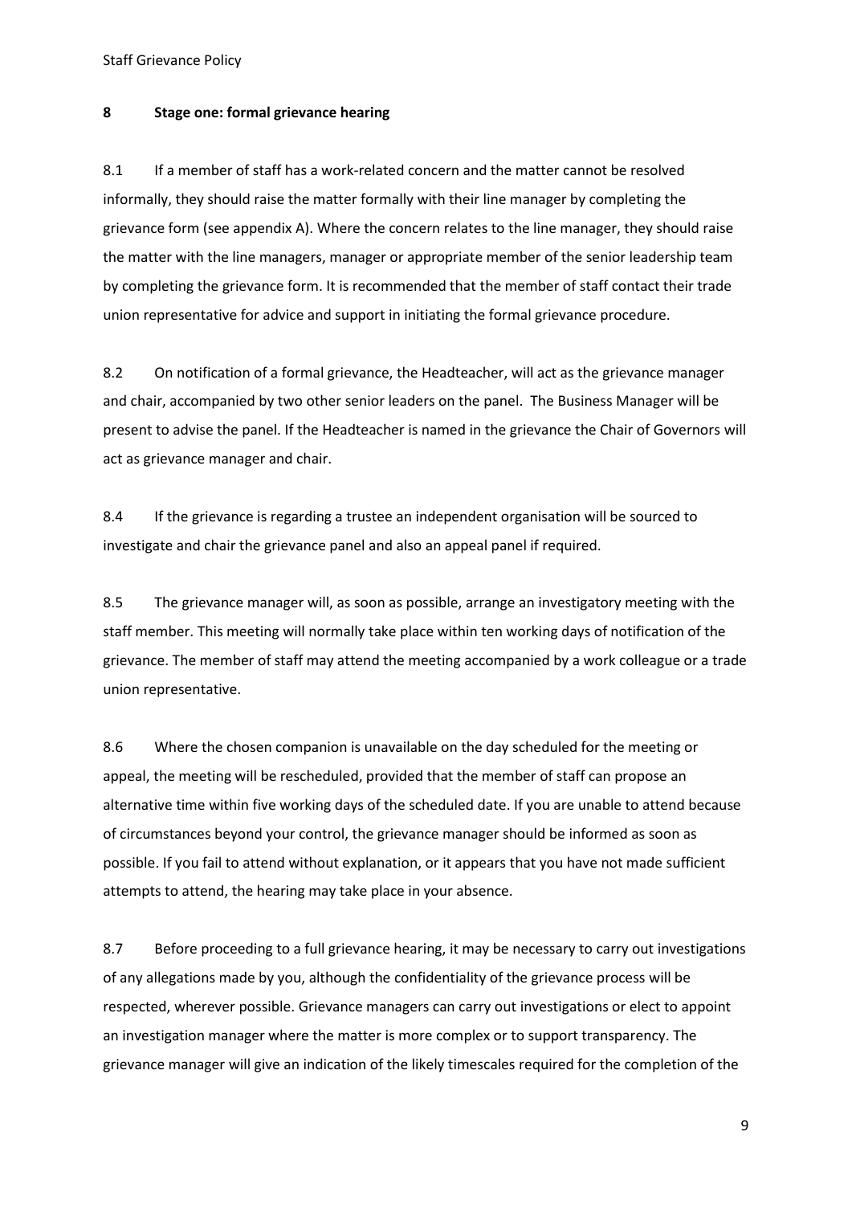## 8 Stage one: formal grievance hearing

8.1 If a member of staff has a work-related concern and the matter cannot be resolved informally, they should raise the matter formally with their line manager by completing the grievance form (see appendix A). Where the concern relates to the line manager, they should raise the matter with the line managers, manager or appropriate member of the senior leadership team by completing the grievance form. It is recommended that the member of staff contact their trade union representative for advice and support in initiating the formal grievance procedure.

8.2 On notification of a formal grievance, the Headteacher, will act as the grievance manager and chair, accompanied by two other senior leaders on the panel. The Business Manager will be present to advise the panel. If the Headteacher is named in the grievance the Chair of Governors will act as grievance manager and chair.

8.4 If the grievance is regarding a trustee an independent organisation will be sourced to investigate and chair the grievance panel and also an appeal panel if required.

8.5 The grievance manager will, as soon as possible, arrange an investigatory meeting with the staff member. This meeting will normally take place within ten working days of notification of the grievance. The member of staff may attend the meeting accompanied by a work colleague or a trade union representative.

8.6 Where the chosen companion is unavailable on the day scheduled for the meeting or appeal, the meeting will be rescheduled, provided that the member of staff can propose an alternative time within five working days of the scheduled date. If you are unable to attend because of circumstances beyond your control, the grievance manager should be informed as soon as possible. If you fail to attend without explanation, or it appears that you have not made sufficient attempts to attend, the hearing may take place in your absence.

8.7 Before proceeding to a full grievance hearing, it may be necessary to carry out investigations of any allegations made by you, although the confidentiality of the grievance process will be respected, wherever possible. Grievance managers can carry out investigations or elect to appoint an investigation manager where the matter is more complex or to support transparency. The grievance manager will give an indication of the likely timescales required for the completion of the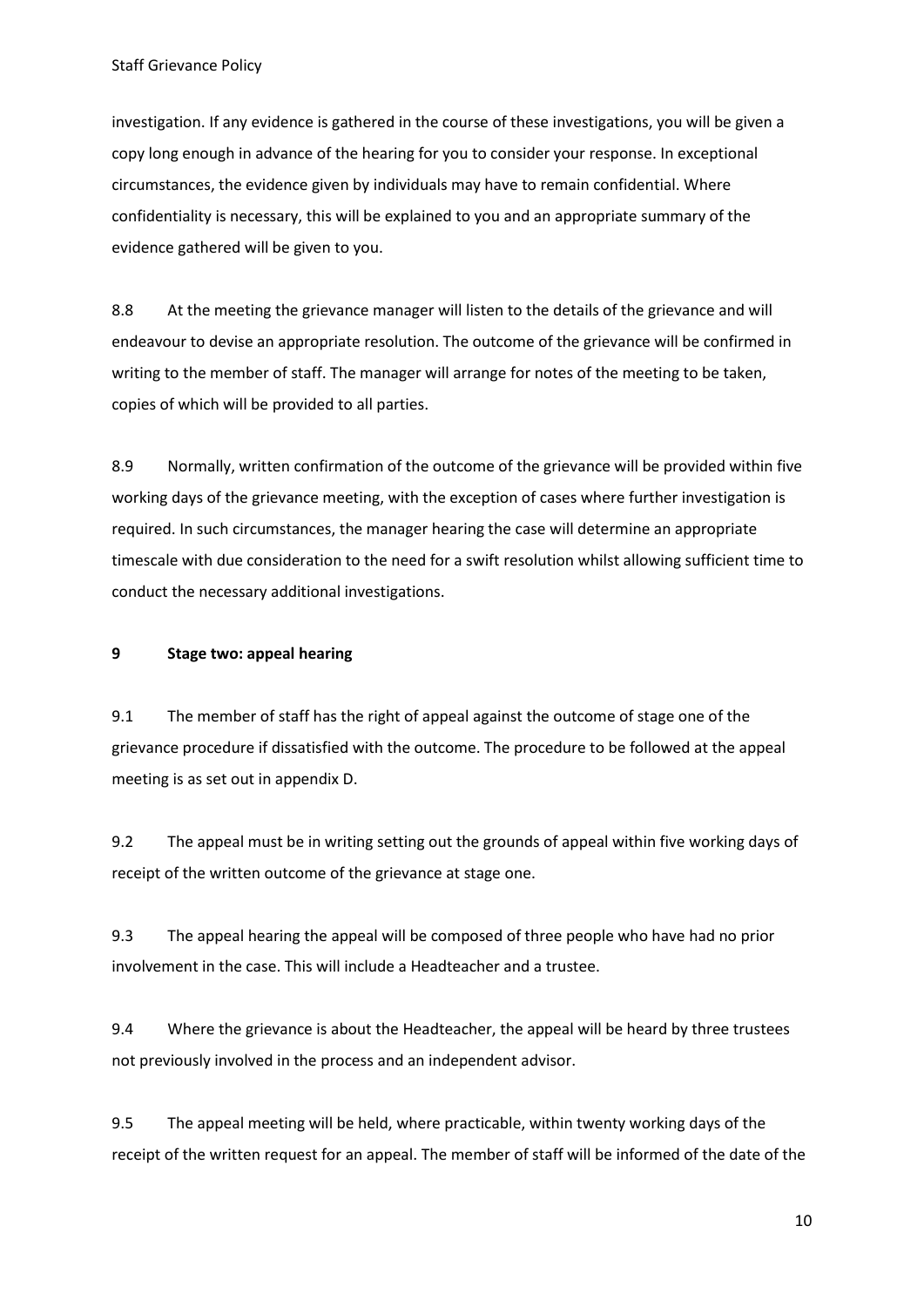investigation. If any evidence is gathered in the course of these investigations, you will be given a copy long enough in advance of the hearing for you to consider your response. In exceptional circumstances, the evidence given by individuals may have to remain confidential. Where confidentiality is necessary, this will be explained to you and an appropriate summary of the evidence gathered will be given to you.

8.8 At the meeting the grievance manager will listen to the details of the grievance and will endeavour to devise an appropriate resolution. The outcome of the grievance will be confirmed in writing to the member of staff. The manager will arrange for notes of the meeting to be taken, copies of which will be provided to all parties.

8.9 Normally, written confirmation of the outcome of the grievance will be provided within five working days of the grievance meeting, with the exception of cases where further investigation is required. In such circumstances, the manager hearing the case will determine an appropriate timescale with due consideration to the need for a swift resolution whilst allowing sufficient time to conduct the necessary additional investigations.

## 9 Stage two: appeal hearing

9.1 The member of staff has the right of appeal against the outcome of stage one of the grievance procedure if dissatisfied with the outcome. The procedure to be followed at the appeal meeting is as set out in appendix D.

9.2 The appeal must be in writing setting out the grounds of appeal within five working days of receipt of the written outcome of the grievance at stage one.

9.3 The appeal hearing the appeal will be composed of three people who have had no prior involvement in the case. This will include a Headteacher and a trustee.

9.4 Where the grievance is about the Headteacher, the appeal will be heard by three trustees not previously involved in the process and an independent advisor.

9.5 The appeal meeting will be held, where practicable, within twenty working days of the receipt of the written request for an appeal. The member of staff will be informed of the date of the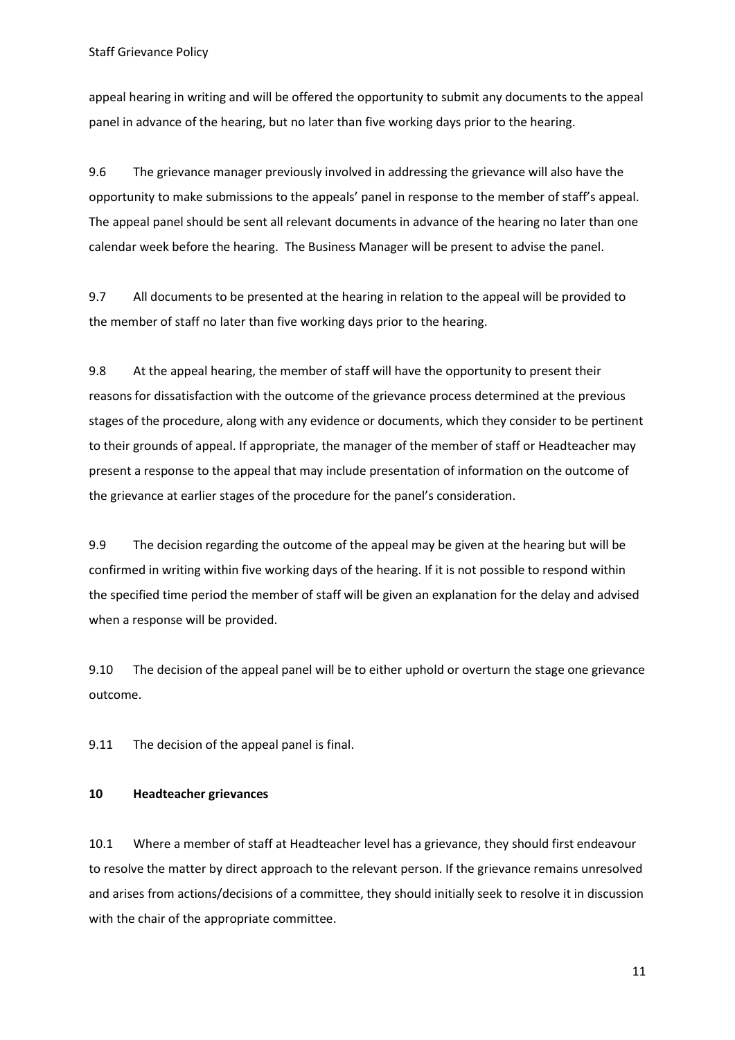appeal hearing in writing and will be offered the opportunity to submit any documents to the appeal panel in advance of the hearing, but no later than five working days prior to the hearing.

9.6 The grievance manager previously involved in addressing the grievance will also have the opportunity to make submissions to the appeals' panel in response to the member of staff's appeal. The appeal panel should be sent all relevant documents in advance of the hearing no later than one calendar week before the hearing. The Business Manager will be present to advise the panel.

9.7 All documents to be presented at the hearing in relation to the appeal will be provided to the member of staff no later than five working days prior to the hearing.

9.8 At the appeal hearing, the member of staff will have the opportunity to present their reasons for dissatisfaction with the outcome of the grievance process determined at the previous stages of the procedure, along with any evidence or documents, which they consider to be pertinent to their grounds of appeal. If appropriate, the manager of the member of staff or Headteacher may present a response to the appeal that may include presentation of information on the outcome of the grievance at earlier stages of the procedure for the panel's consideration.

9.9 The decision regarding the outcome of the appeal may be given at the hearing but will be confirmed in writing within five working days of the hearing. If it is not possible to respond within the specified time period the member of staff will be given an explanation for the delay and advised when a response will be provided.

9.10 The decision of the appeal panel will be to either uphold or overturn the stage one grievance outcome.

9.11 The decision of the appeal panel is final.

## 10 Headteacher grievances

10.1 Where a member of staff at Headteacher level has a grievance, they should first endeavour to resolve the matter by direct approach to the relevant person. If the grievance remains unresolved and arises from actions/decisions of a committee, they should initially seek to resolve it in discussion with the chair of the appropriate committee.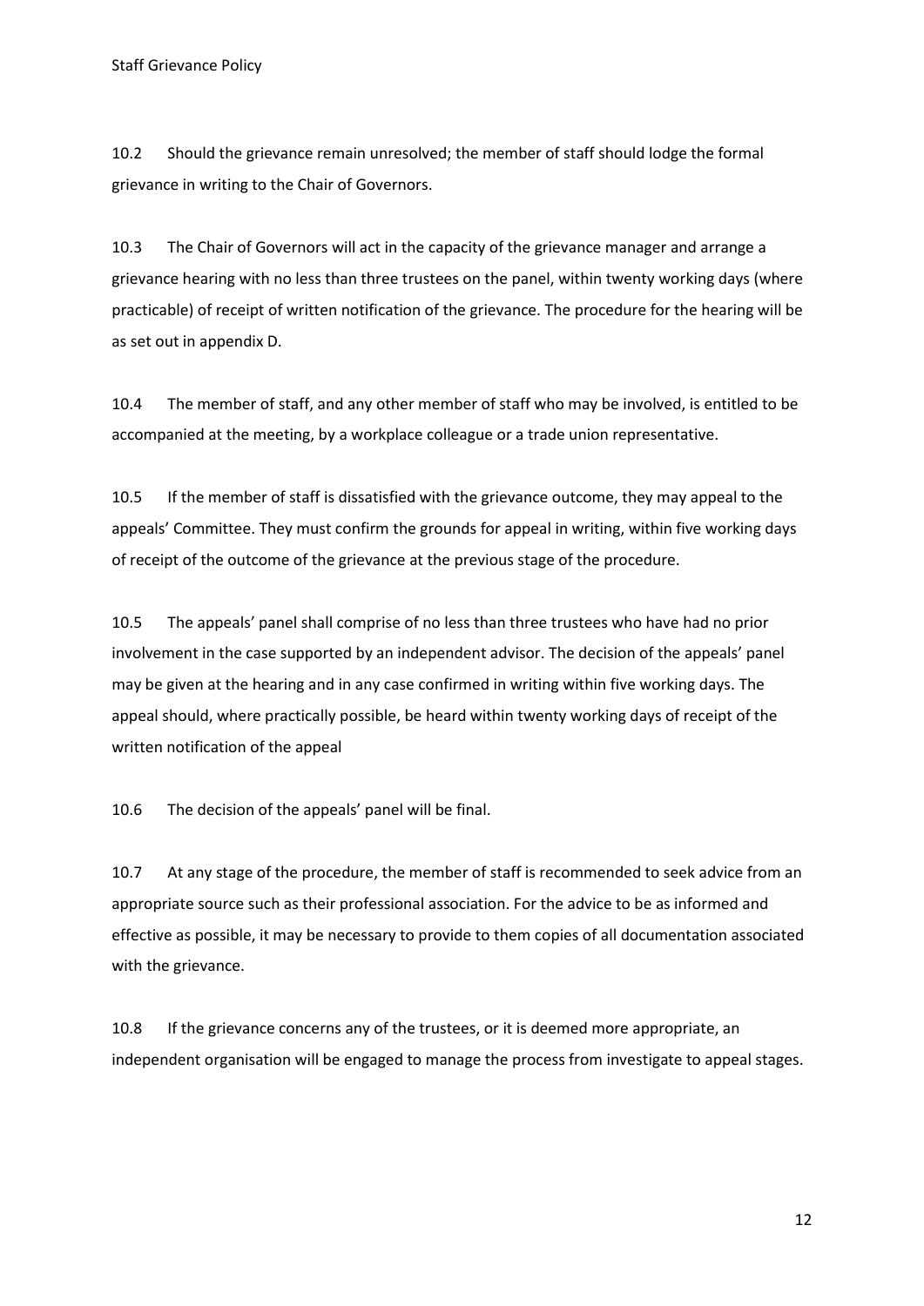10.2 Should the grievance remain unresolved; the member of staff should lodge the formal grievance in writing to the Chair of Governors.

10.3 The Chair of Governors will act in the capacity of the grievance manager and arrange a grievance hearing with no less than three trustees on the panel, within twenty working days (where practicable) of receipt of written notification of the grievance. The procedure for the hearing will be as set out in appendix D.

10.4 The member of staff, and any other member of staff who may be involved, is entitled to be accompanied at the meeting, by a workplace colleague or a trade union representative.

10.5 If the member of staff is dissatisfied with the grievance outcome, they may appeal to the appeals' Committee. They must confirm the grounds for appeal in writing, within five working days of receipt of the outcome of the grievance at the previous stage of the procedure.

10.5 The appeals' panel shall comprise of no less than three trustees who have had no prior involvement in the case supported by an independent advisor. The decision of the appeals' panel may be given at the hearing and in any case confirmed in writing within five working days. The appeal should, where practically possible, be heard within twenty working days of receipt of the written notification of the appeal

10.6 The decision of the appeals' panel will be final.

10.7 At any stage of the procedure, the member of staff is recommended to seek advice from an appropriate source such as their professional association. For the advice to be as informed and effective as possible, it may be necessary to provide to them copies of all documentation associated with the grievance.

10.8 If the grievance concerns any of the trustees, or it is deemed more appropriate, an independent organisation will be engaged to manage the process from investigate to appeal stages.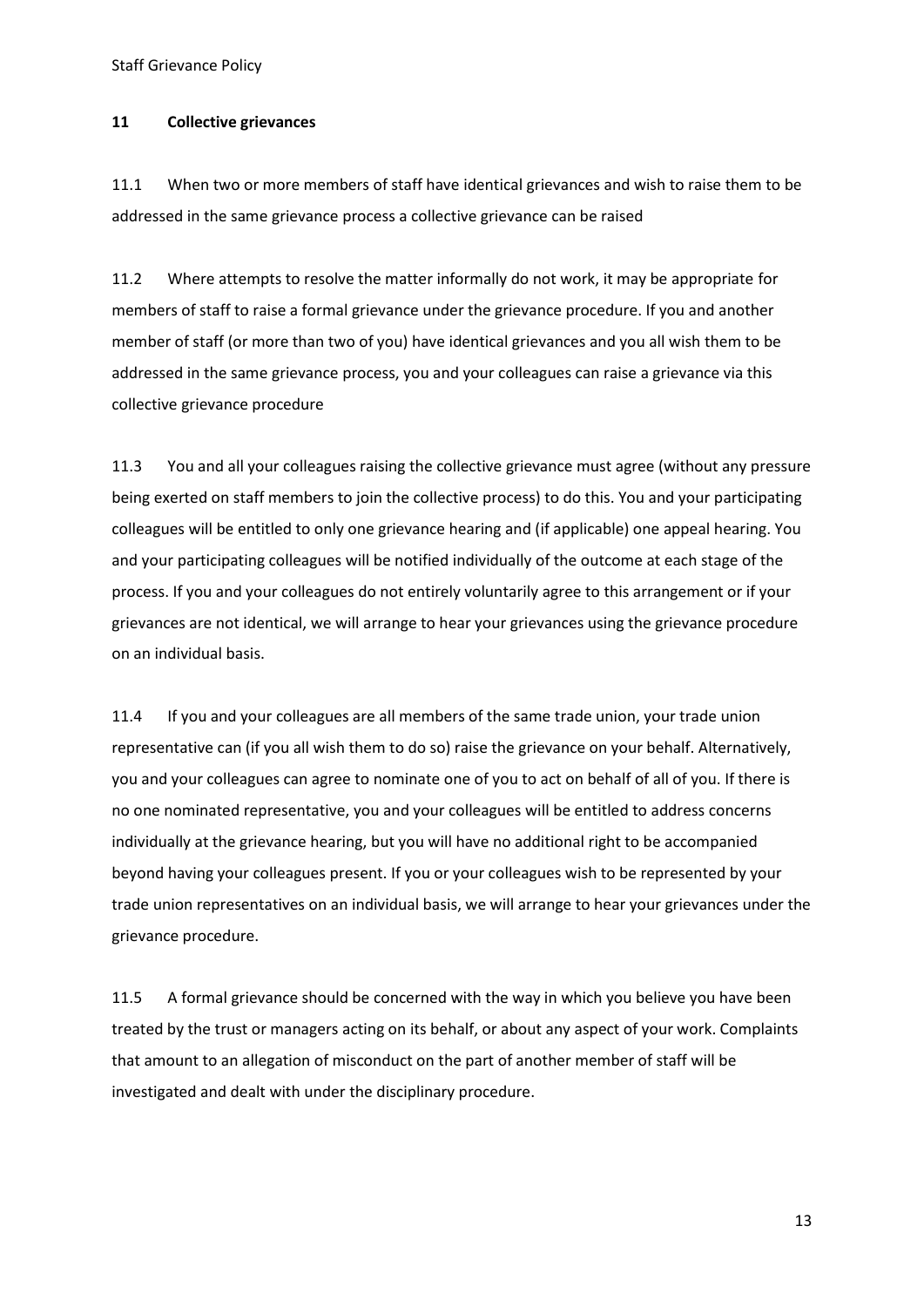## 11 Collective grievances

11.1 When two or more members of staff have identical grievances and wish to raise them to be addressed in the same grievance process a collective grievance can be raised

11.2 Where attempts to resolve the matter informally do not work, it may be appropriate for members of staff to raise a formal grievance under the grievance procedure. If you and another member of staff (or more than two of you) have identical grievances and you all wish them to be addressed in the same grievance process, you and your colleagues can raise a grievance via this collective grievance procedure

11.3 You and all your colleagues raising the collective grievance must agree (without any pressure being exerted on staff members to join the collective process) to do this. You and your participating colleagues will be entitled to only one grievance hearing and (if applicable) one appeal hearing. You and your participating colleagues will be notified individually of the outcome at each stage of the process. If you and your colleagues do not entirely voluntarily agree to this arrangement or if your grievances are not identical, we will arrange to hear your grievances using the grievance procedure on an individual basis.

11.4 If you and your colleagues are all members of the same trade union, your trade union representative can (if you all wish them to do so) raise the grievance on your behalf. Alternatively, you and your colleagues can agree to nominate one of you to act on behalf of all of you. If there is no one nominated representative, you and your colleagues will be entitled to address concerns individually at the grievance hearing, but you will have no additional right to be accompanied beyond having your colleagues present. If you or your colleagues wish to be represented by your trade union representatives on an individual basis, we will arrange to hear your grievances under the grievance procedure.

11.5 A formal grievance should be concerned with the way in which you believe you have been treated by the trust or managers acting on its behalf, or about any aspect of your work. Complaints that amount to an allegation of misconduct on the part of another member of staff will be investigated and dealt with under the disciplinary procedure.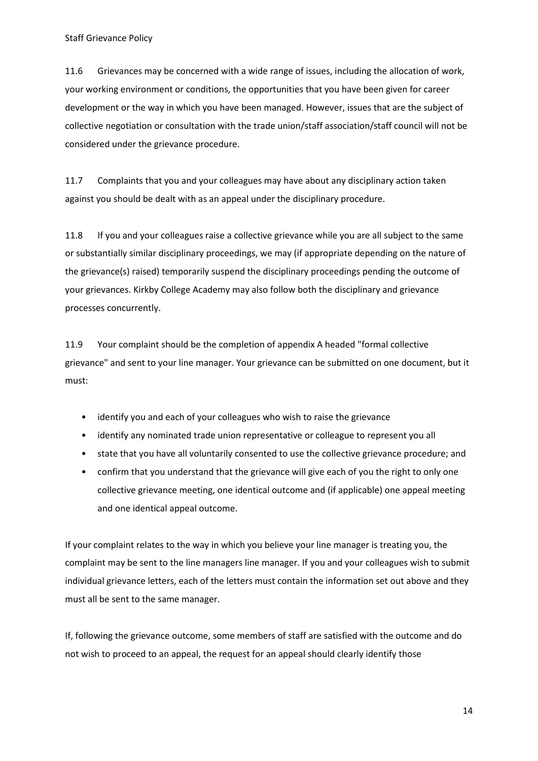11.6 Grievances may be concerned with a wide range of issues, including the allocation of work, your working environment or conditions, the opportunities that you have been given for career development or the way in which you have been managed. However, issues that are the subject of collective negotiation or consultation with the trade union/staff association/staff council will not be considered under the grievance procedure.

11.7 Complaints that you and your colleagues may have about any disciplinary action taken against you should be dealt with as an appeal under the disciplinary procedure.

11.8 If you and your colleagues raise a collective grievance while you are all subject to the same or substantially similar disciplinary proceedings, we may (if appropriate depending on the nature of the grievance(s) raised) temporarily suspend the disciplinary proceedings pending the outcome of your grievances. Kirkby College Academy may also follow both the disciplinary and grievance processes concurrently.

11.9 Your complaint should be the completion of appendix A headed "formal collective grievance" and sent to your line manager. Your grievance can be submitted on one document, but it must:

- identify you and each of your colleagues who wish to raise the grievance
- identify any nominated trade union representative or colleague to represent you all
- state that you have all voluntarily consented to use the collective grievance procedure; and
- confirm that you understand that the grievance will give each of you the right to only one collective grievance meeting, one identical outcome and (if applicable) one appeal meeting and one identical appeal outcome.

If your complaint relates to the way in which you believe your line manager is treating you, the complaint may be sent to the line managers line manager. If you and your colleagues wish to submit individual grievance letters, each of the letters must contain the information set out above and they must all be sent to the same manager.

If, following the grievance outcome, some members of staff are satisfied with the outcome and do not wish to proceed to an appeal, the request for an appeal should clearly identify those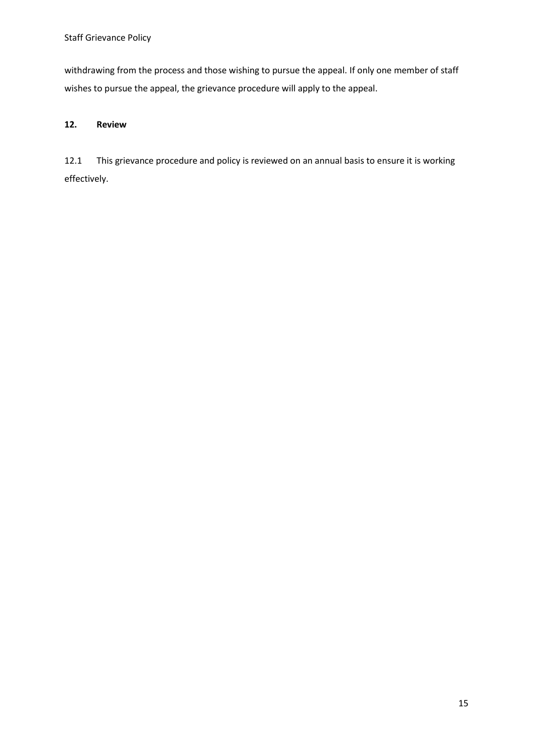withdrawing from the process and those wishing to pursue the appeal. If only one member of staff wishes to pursue the appeal, the grievance procedure will apply to the appeal.

## 12. Review

12.1 This grievance procedure and policy is reviewed on an annual basis to ensure it is working effectively.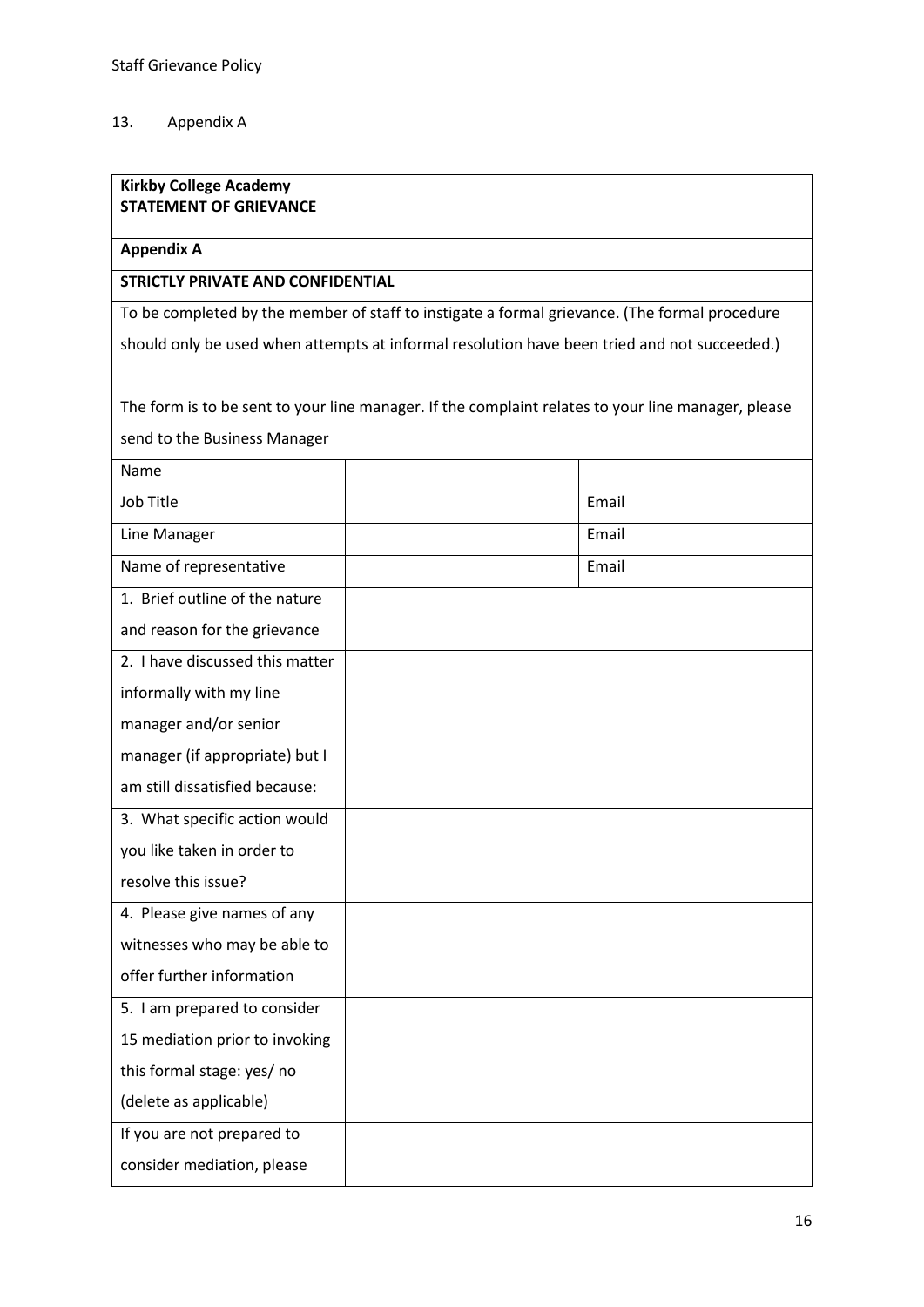## 13. Appendix A

| **Kirkby College Academy**<br>**STATEMENT OF GRIEVANCE** | | |
|---|---|---|
| **Appendix A** | | |
| **STRICTLY PRIVATE AND CONFIDENTIAL** | | |
| To be completed by the member of staff to instigate a formal grievance. (The formal procedure should only be used when attempts at informal resolution have been tried and not succeeded.)<br><br>The form is to be sent to your line manager. If the complaint relates to your line manager, please send to the Business Manager | | |
| Name | | |
| Job Title | | Email |
| Line Manager | | Email |
| Name of representative | | Email |
| 1. Brief outline of the nature and reason for the grievance | | |
| 2. I have discussed this matter informally with my line manager and/or senior manager (if appropriate) but I am still dissatisfied because: | | |
| 3. What specific action would you like taken in order to resolve this issue? | | |
| 4. Please give names of any witnesses who may be able to offer further information | | |
| 5. I am prepared to consider 15 mediation prior to invoking this formal stage: yes/ no (delete as applicable) | | |
| If you are not prepared to consider mediation, please | | |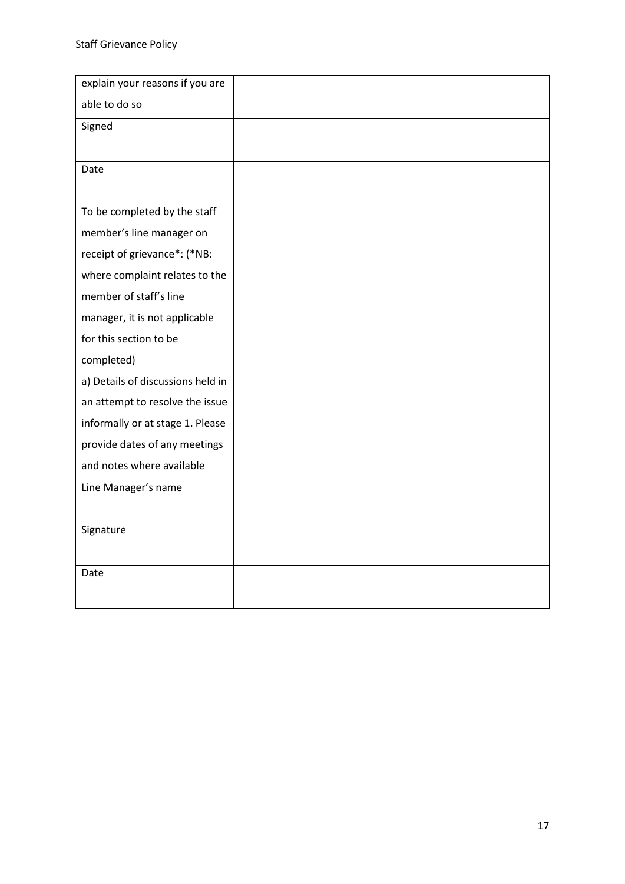| explain your reasons if you are able to do so | |
|---|---|
| Signed | |
| Date | |
| To be completed by the staff member's line manager on receipt of grievance*: (*NB: where complaint relates to the member of staff's line manager, it is not applicable for this section to be completed)<br>a) Details of discussions held in an attempt to resolve the issue informally or at stage 1. Please provide dates of any meetings and notes where available | |
| Line Manager's name | |
| Signature | |
| Date | |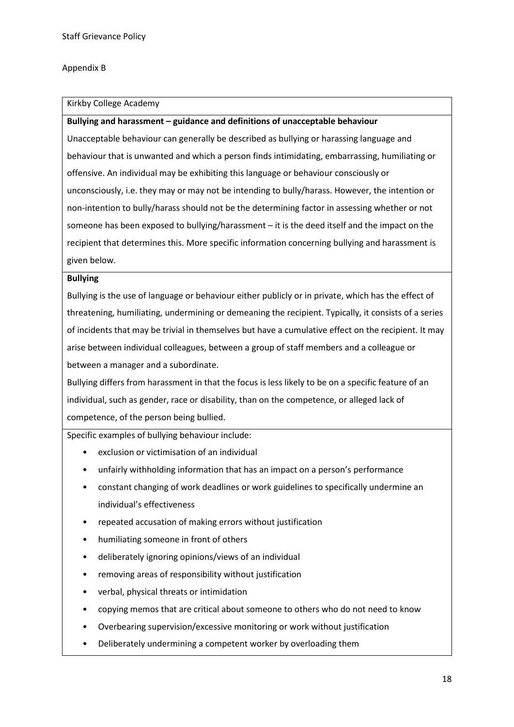Appendix B

Kirkby College Academy

**Bullying and harassment – guidance and definitions of unacceptable behaviour**

Unacceptable behaviour can generally be described as bullying or harassing language and behaviour that is unwanted and which a person finds intimidating, embarrassing, humiliating or offensive. An individual may be exhibiting this language or behaviour consciously or unconsciously, i.e. they may or may not be intending to bully/harass. However, the intention or non-intention to bully/harass should not be the determining factor in assessing whether or not someone has been exposed to bullying/harassment – it is the deed itself and the impact on the recipient that determines this. More specific information concerning bullying and harassment is given below.

**Bullying**

Bullying is the use of language or behaviour either publicly or in private, which has the effect of threatening, humiliating, undermining or demeaning the recipient. Typically, it consists of a series of incidents that may be trivial in themselves but have a cumulative effect on the recipient. It may arise between individual colleagues, between a group of staff members and a colleague or between a manager and a subordinate.

Bullying differs from harassment in that the focus is less likely to be on a specific feature of an individual, such as gender, race or disability, than on the competence, or alleged lack of competence, of the person being bullied.

Specific examples of bullying behaviour include:

- exclusion or victimisation of an individual
- unfairly withholding information that has an impact on a person's performance
- constant changing of work deadlines or work guidelines to specifically undermine an individual's effectiveness
- repeated accusation of making errors without justification
- humiliating someone in front of others
- deliberately ignoring opinions/views of an individual
- removing areas of responsibility without justification
- verbal, physical threats or intimidation
- copying memos that are critical about someone to others who do not need to know
- Overbearing supervision/excessive monitoring or work without justification
- Deliberately undermining a competent worker by overloading them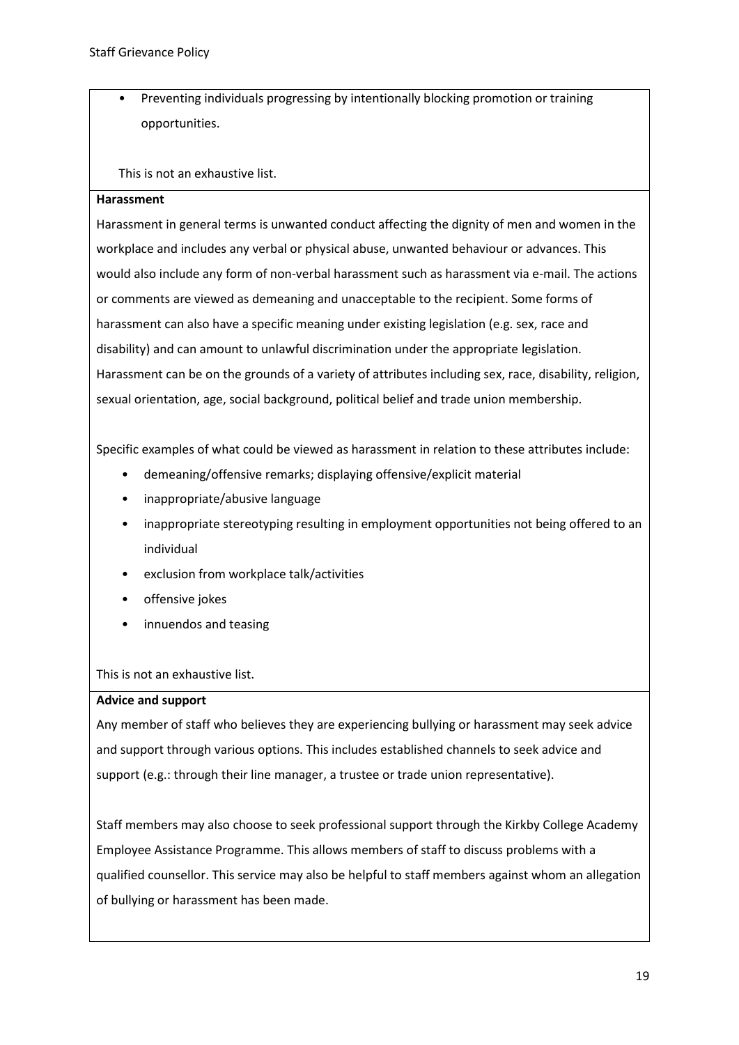- Preventing individuals progressing by intentionally blocking promotion or training opportunities.

This is not an exhaustive list.

**Harassment**

Harassment in general terms is unwanted conduct affecting the dignity of men and women in the workplace and includes any verbal or physical abuse, unwanted behaviour or advances. This would also include any form of non-verbal harassment such as harassment via e-mail. The actions or comments are viewed as demeaning and unacceptable to the recipient. Some forms of harassment can also have a specific meaning under existing legislation (e.g. sex, race and disability) and can amount to unlawful discrimination under the appropriate legislation. Harassment can be on the grounds of a variety of attributes including sex, race, disability, religion, sexual orientation, age, social background, political belief and trade union membership.

Specific examples of what could be viewed as harassment in relation to these attributes include:

- demeaning/offensive remarks; displaying offensive/explicit material
- inappropriate/abusive language
- inappropriate stereotyping resulting in employment opportunities not being offered to an individual
- exclusion from workplace talk/activities
- offensive jokes
- innuendos and teasing

This is not an exhaustive list.

**Advice and support**

Any member of staff who believes they are experiencing bullying or harassment may seek advice and support through various options. This includes established channels to seek advice and support (e.g.: through their line manager, a trustee or trade union representative).

Staff members may also choose to seek professional support through the Kirkby College Academy Employee Assistance Programme. This allows members of staff to discuss problems with a qualified counsellor. This service may also be helpful to staff members against whom an allegation of bullying or harassment has been made.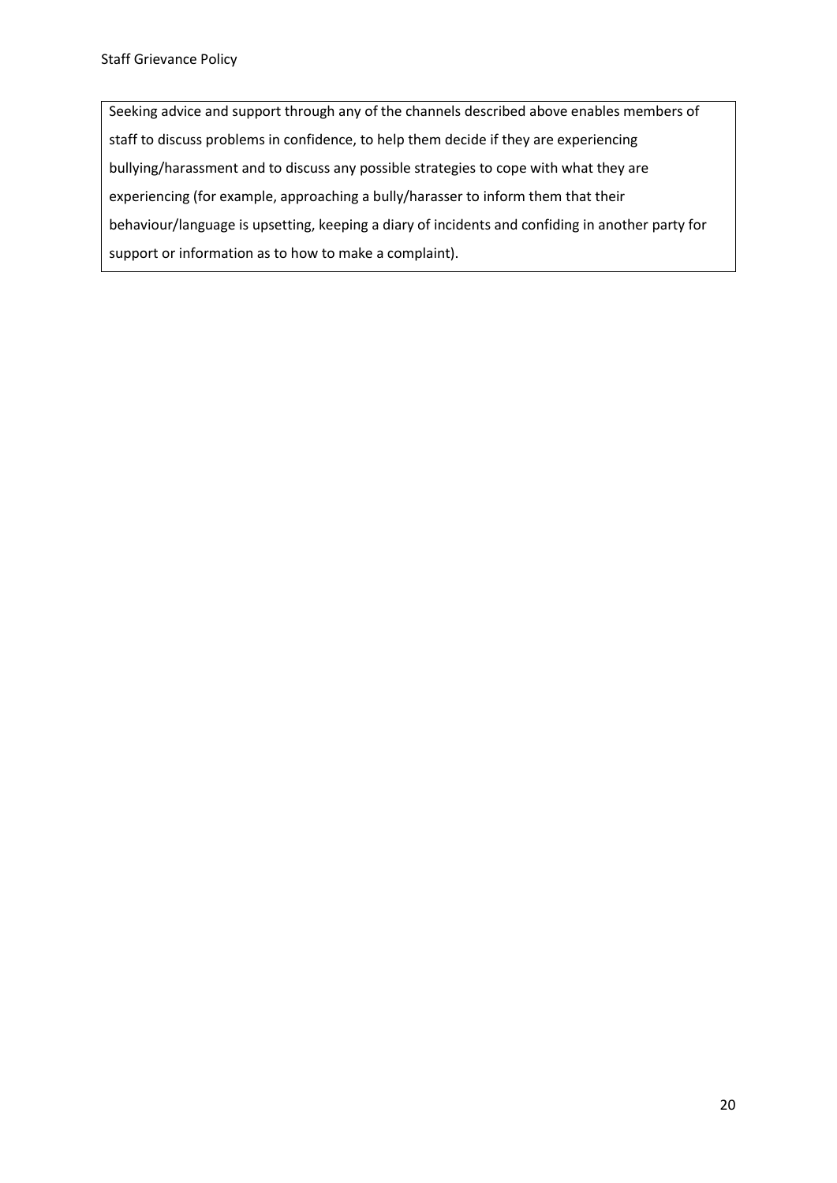Seeking advice and support through any of the channels described above enables members of staff to discuss problems in confidence, to help them decide if they are experiencing bullying/harassment and to discuss any possible strategies to cope with what they are experiencing (for example, approaching a bully/harasser to inform them that their behaviour/language is upsetting, keeping a diary of incidents and confiding in another party for support or information as to how to make a complaint).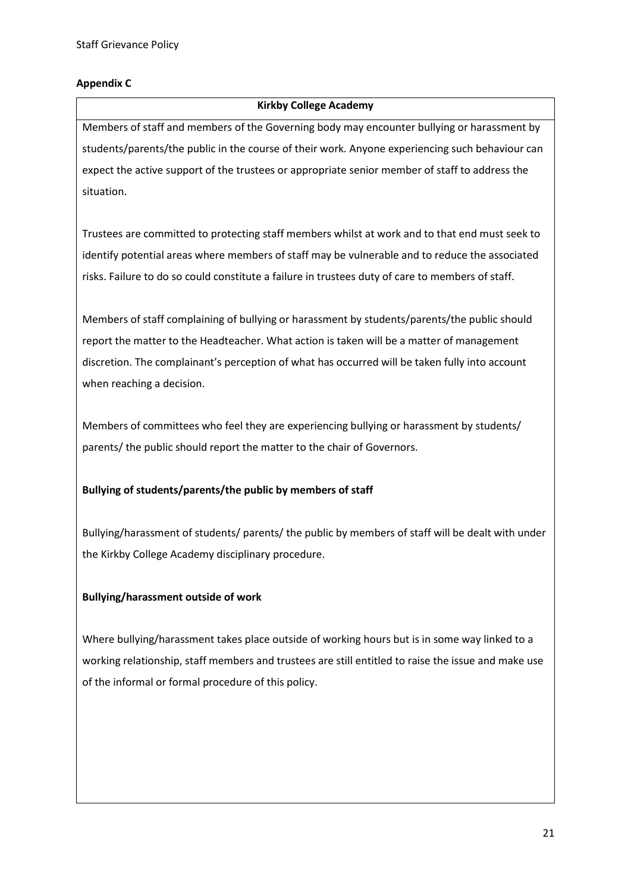## Appendix C

**Kirkby College Academy**

Members of staff and members of the Governing body may encounter bullying or harassment by students/parents/the public in the course of their work. Anyone experiencing such behaviour can expect the active support of the trustees or appropriate senior member of staff to address the situation.

Trustees are committed to protecting staff members whilst at work and to that end must seek to identify potential areas where members of staff may be vulnerable and to reduce the associated risks. Failure to do so could constitute a failure in trustees duty of care to members of staff.

Members of staff complaining of bullying or harassment by students/parents/the public should report the matter to the Headteacher. What action is taken will be a matter of management discretion. The complainant's perception of what has occurred will be taken fully into account when reaching a decision.

Members of committees who feel they are experiencing bullying or harassment by students/ parents/ the public should report the matter to the chair of Governors.

**Bullying of students/parents/the public by members of staff**

Bullying/harassment of students/ parents/ the public by members of staff will be dealt with under the Kirkby College Academy disciplinary procedure.

**Bullying/harassment outside of work**

Where bullying/harassment takes place outside of working hours but is in some way linked to a working relationship, staff members and trustees are still entitled to raise the issue and make use of the informal or formal procedure of this policy.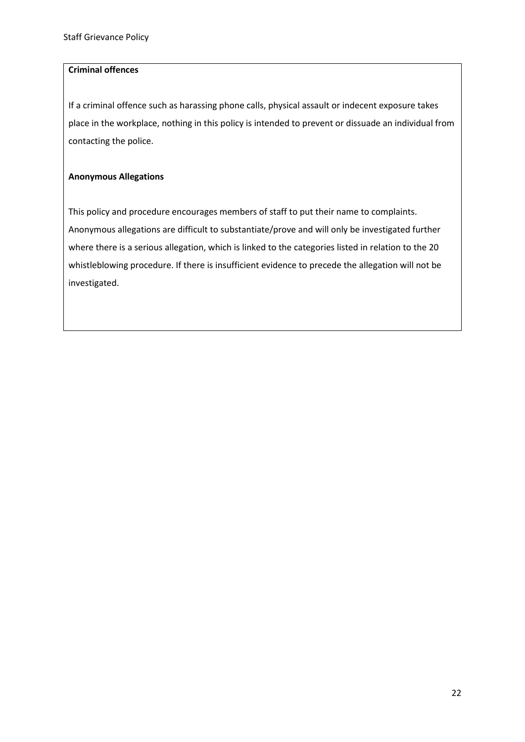**Criminal offences**

If a criminal offence such as harassing phone calls, physical assault or indecent exposure takes place in the workplace, nothing in this policy is intended to prevent or dissuade an individual from contacting the police.

**Anonymous Allegations**

This policy and procedure encourages members of staff to put their name to complaints. Anonymous allegations are difficult to substantiate/prove and will only be investigated further where there is a serious allegation, which is linked to the categories listed in relation to the 20 whistleblowing procedure. If there is insufficient evidence to precede the allegation will not be investigated.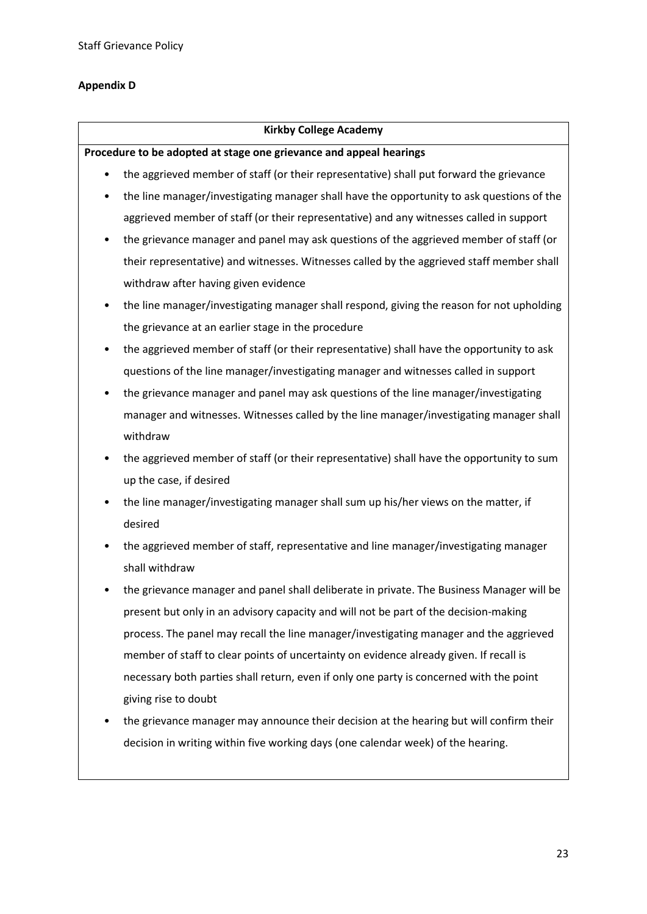## Appendix D

**Kirkby College Academy**

**Procedure to be adopted at stage one grievance and appeal hearings**

- the aggrieved member of staff (or their representative) shall put forward the grievance
- the line manager/investigating manager shall have the opportunity to ask questions of the aggrieved member of staff (or their representative) and any witnesses called in support
- the grievance manager and panel may ask questions of the aggrieved member of staff (or their representative) and witnesses. Witnesses called by the aggrieved staff member shall withdraw after having given evidence
- the line manager/investigating manager shall respond, giving the reason for not upholding the grievance at an earlier stage in the procedure
- the aggrieved member of staff (or their representative) shall have the opportunity to ask questions of the line manager/investigating manager and witnesses called in support
- the grievance manager and panel may ask questions of the line manager/investigating manager and witnesses. Witnesses called by the line manager/investigating manager shall withdraw
- the aggrieved member of staff (or their representative) shall have the opportunity to sum up the case, if desired
- the line manager/investigating manager shall sum up his/her views on the matter, if desired
- the aggrieved member of staff, representative and line manager/investigating manager shall withdraw
- the grievance manager and panel shall deliberate in private. The Business Manager will be present but only in an advisory capacity and will not be part of the decision-making process. The panel may recall the line manager/investigating manager and the aggrieved member of staff to clear points of uncertainty on evidence already given. If recall is necessary both parties shall return, even if only one party is concerned with the point giving rise to doubt
- the grievance manager may announce their decision at the hearing but will confirm their decision in writing within five working days (one calendar week) of the hearing.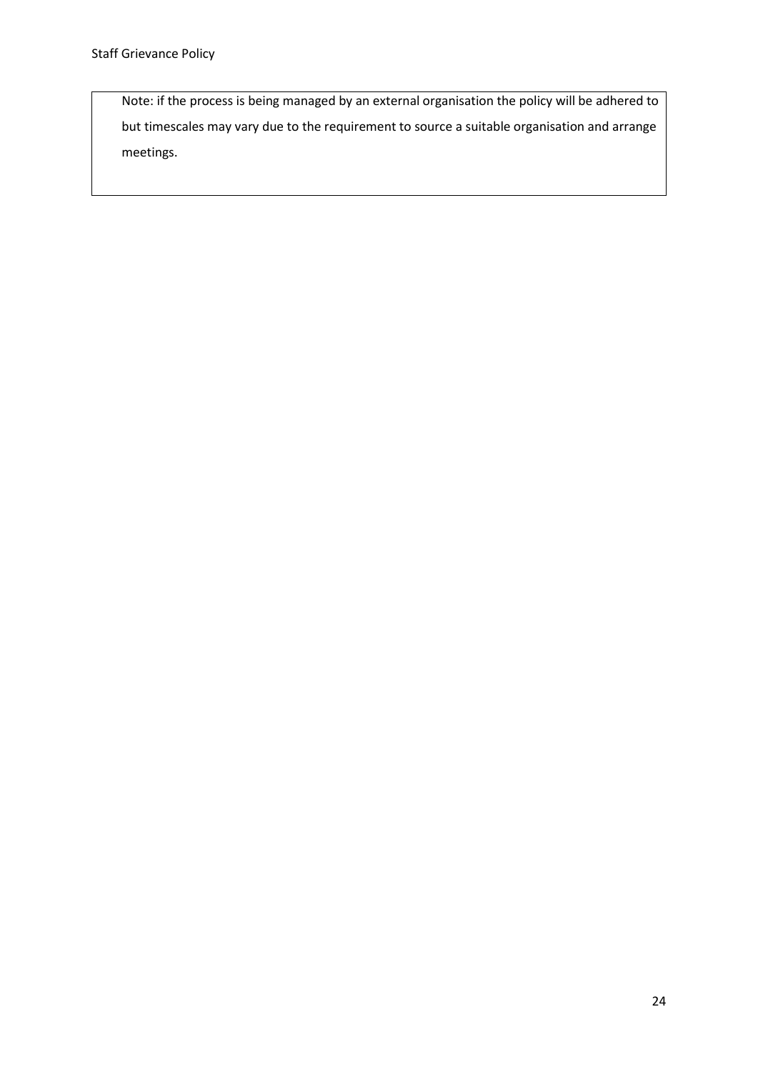Note: if the process is being managed by an external organisation the policy will be adhered to but timescales may vary due to the requirement to source a suitable organisation and arrange meetings.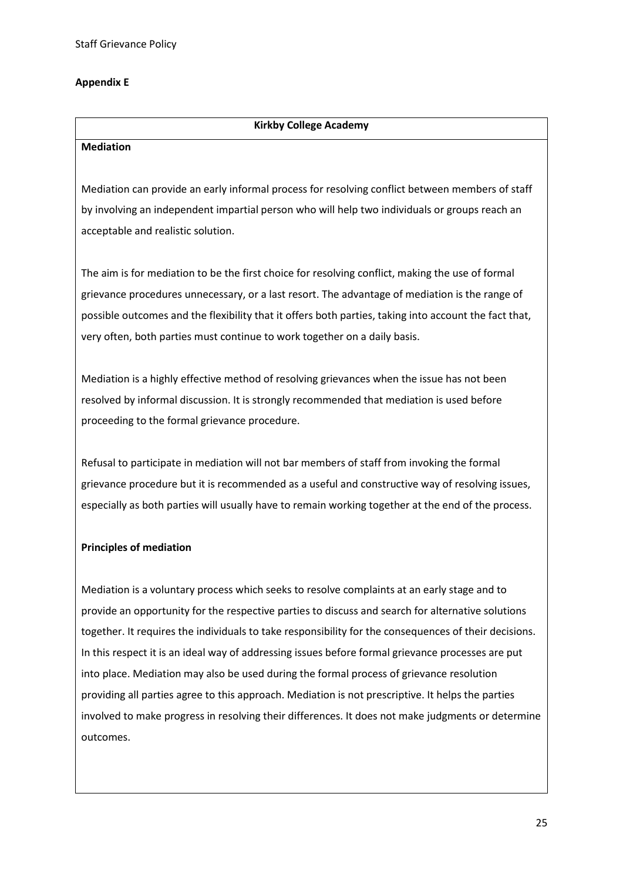## Appendix E

**Kirkby College Academy**

**Mediation**

Mediation can provide an early informal process for resolving conflict between members of staff by involving an independent impartial person who will help two individuals or groups reach an acceptable and realistic solution.

The aim is for mediation to be the first choice for resolving conflict, making the use of formal grievance procedures unnecessary, or a last resort. The advantage of mediation is the range of possible outcomes and the flexibility that it offers both parties, taking into account the fact that, very often, both parties must continue to work together on a daily basis.

Mediation is a highly effective method of resolving grievances when the issue has not been resolved by informal discussion. It is strongly recommended that mediation is used before proceeding to the formal grievance procedure.

Refusal to participate in mediation will not bar members of staff from invoking the formal grievance procedure but it is recommended as a useful and constructive way of resolving issues, especially as both parties will usually have to remain working together at the end of the process.

**Principles of mediation**

Mediation is a voluntary process which seeks to resolve complaints at an early stage and to provide an opportunity for the respective parties to discuss and search for alternative solutions together. It requires the individuals to take responsibility for the consequences of their decisions. In this respect it is an ideal way of addressing issues before formal grievance processes are put into place. Mediation may also be used during the formal process of grievance resolution providing all parties agree to this approach. Mediation is not prescriptive. It helps the parties involved to make progress in resolving their differences. It does not make judgments or determine outcomes.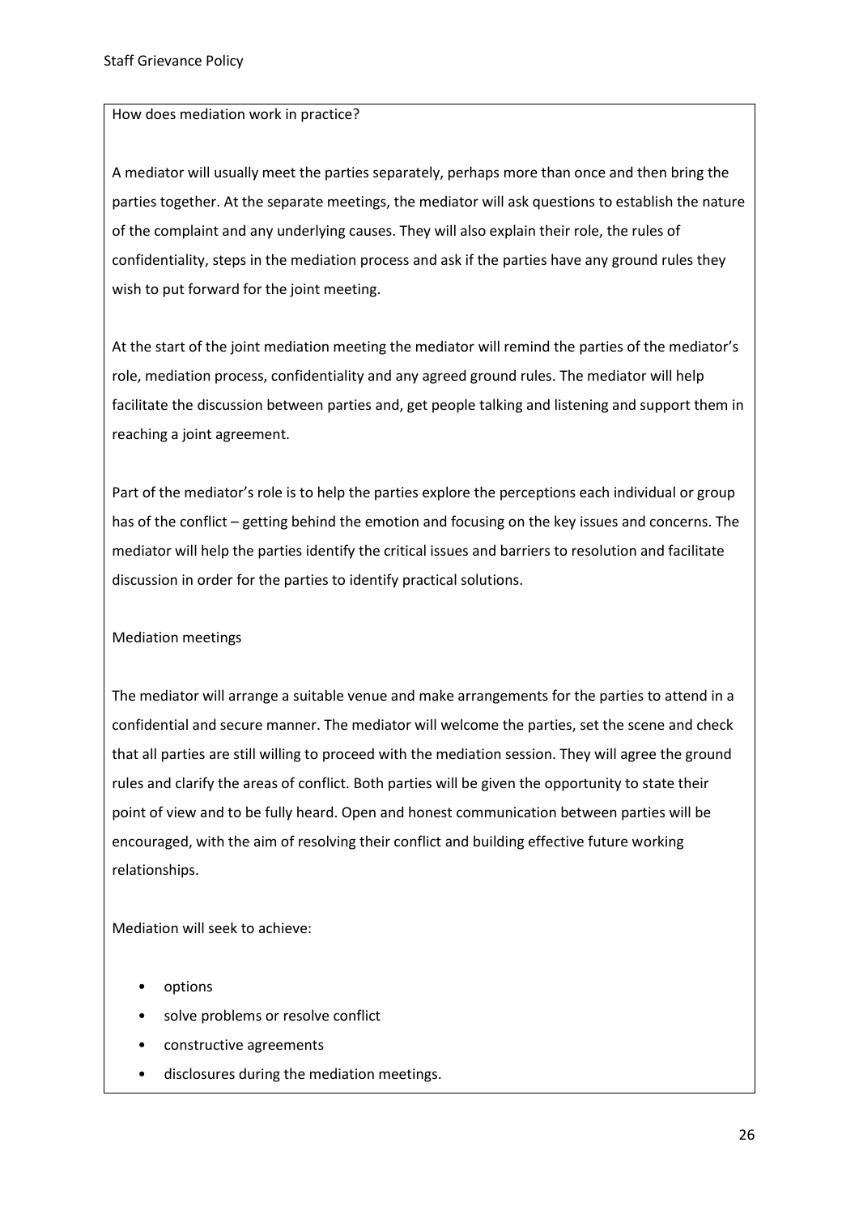How does mediation work in practice?

A mediator will usually meet the parties separately, perhaps more than once and then bring the parties together. At the separate meetings, the mediator will ask questions to establish the nature of the complaint and any underlying causes. They will also explain their role, the rules of confidentiality, steps in the mediation process and ask if the parties have any ground rules they wish to put forward for the joint meeting.

At the start of the joint mediation meeting the mediator will remind the parties of the mediator's role, mediation process, confidentiality and any agreed ground rules. The mediator will help facilitate the discussion between parties and, get people talking and listening and support them in reaching a joint agreement.

Part of the mediator's role is to help the parties explore the perceptions each individual or group has of the conflict – getting behind the emotion and focusing on the key issues and concerns. The mediator will help the parties identify the critical issues and barriers to resolution and facilitate discussion in order for the parties to identify practical solutions.

Mediation meetings

The mediator will arrange a suitable venue and make arrangements for the parties to attend in a confidential and secure manner. The mediator will welcome the parties, set the scene and check that all parties are still willing to proceed with the mediation session. They will agree the ground rules and clarify the areas of conflict. Both parties will be given the opportunity to state their point of view and to be fully heard. Open and honest communication between parties will be encouraged, with the aim of resolving their conflict and building effective future working relationships.

Mediation will seek to achieve:

- options
- solve problems or resolve conflict
- constructive agreements
- disclosures during the mediation meetings.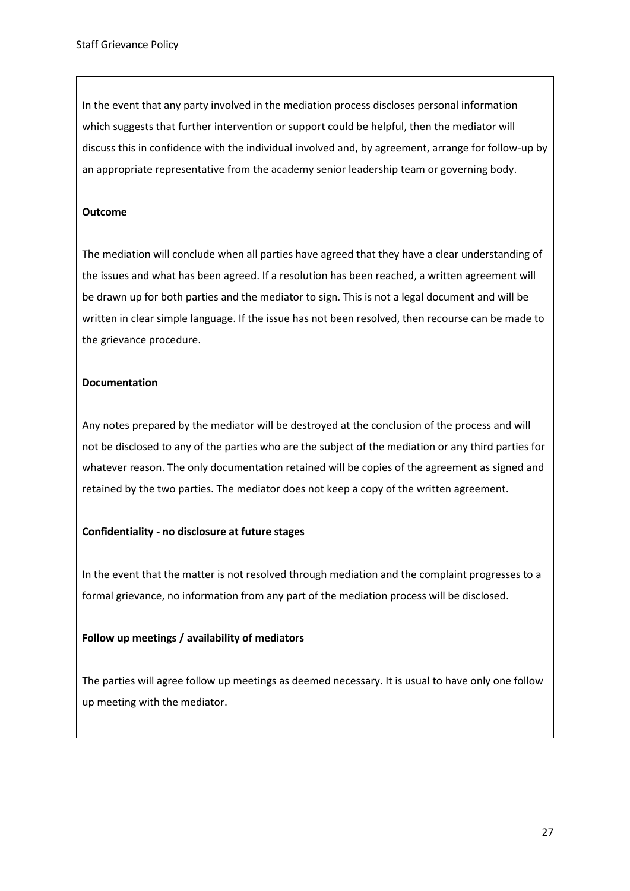In the event that any party involved in the mediation process discloses personal information which suggests that further intervention or support could be helpful, then the mediator will discuss this in confidence with the individual involved and, by agreement, arrange for follow-up by an appropriate representative from the academy senior leadership team or governing body.

**Outcome**

The mediation will conclude when all parties have agreed that they have a clear understanding of the issues and what has been agreed. If a resolution has been reached, a written agreement will be drawn up for both parties and the mediator to sign. This is not a legal document and will be written in clear simple language. If the issue has not been resolved, then recourse can be made to the grievance procedure.

**Documentation**

Any notes prepared by the mediator will be destroyed at the conclusion of the process and will not be disclosed to any of the parties who are the subject of the mediation or any third parties for whatever reason. The only documentation retained will be copies of the agreement as signed and retained by the two parties. The mediator does not keep a copy of the written agreement.

**Confidentiality - no disclosure at future stages**

In the event that the matter is not resolved through mediation and the complaint progresses to a formal grievance, no information from any part of the mediation process will be disclosed.

**Follow up meetings / availability of mediators**

The parties will agree follow up meetings as deemed necessary. It is usual to have only one follow up meeting with the mediator.